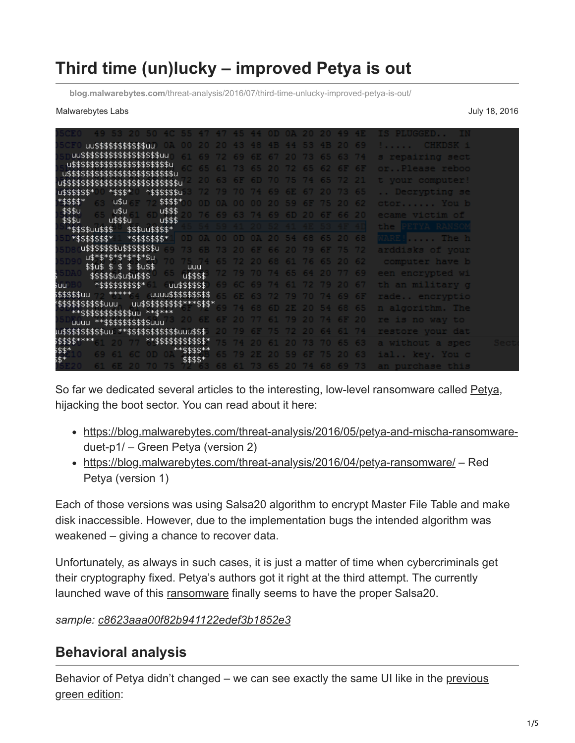# Third time (un)lucky – improved Petya is out

blog.malwarebytes.com/threat-analysis/2016/07/third-time-unlucky-improved-petya-is-out/

Malwarebytes Labs

July 18, 2016

So far we dedicated several articles to the interesting, low-level ransomware called Petya, hijacking the boot sector. You can read about it here:

- https://blog.malwarebytes.com/threat-analysis/2016/05/petya-and-mischa-ransomware-duet-p1/ – Green Petya (version 2)
- https://blog.malwarebytes.com/threat-analysis/2016/04/petya-ransomware/ – Red Petya (version 1)

Each of those versions was using Salsa20 algorithm to encrypt Master File Table and make disk inaccessible. However, due to the implementation bugs the intended algorithm was weakened – giving a chance to recover data.

Unfortunately, as always in such cases, it is just a matter of time when cybercriminals get their cryptography fixed. Petya's authors got it right at the third attempt. The currently launched wave of this ransomware finally seems to have the proper Salsa20.

*sample: c8623aaa00f82b941122edef3b1852e3*

## Behavioral analysis

Behavior of Petya didn't changed – we can see exactly the same UI like in the previous green edition: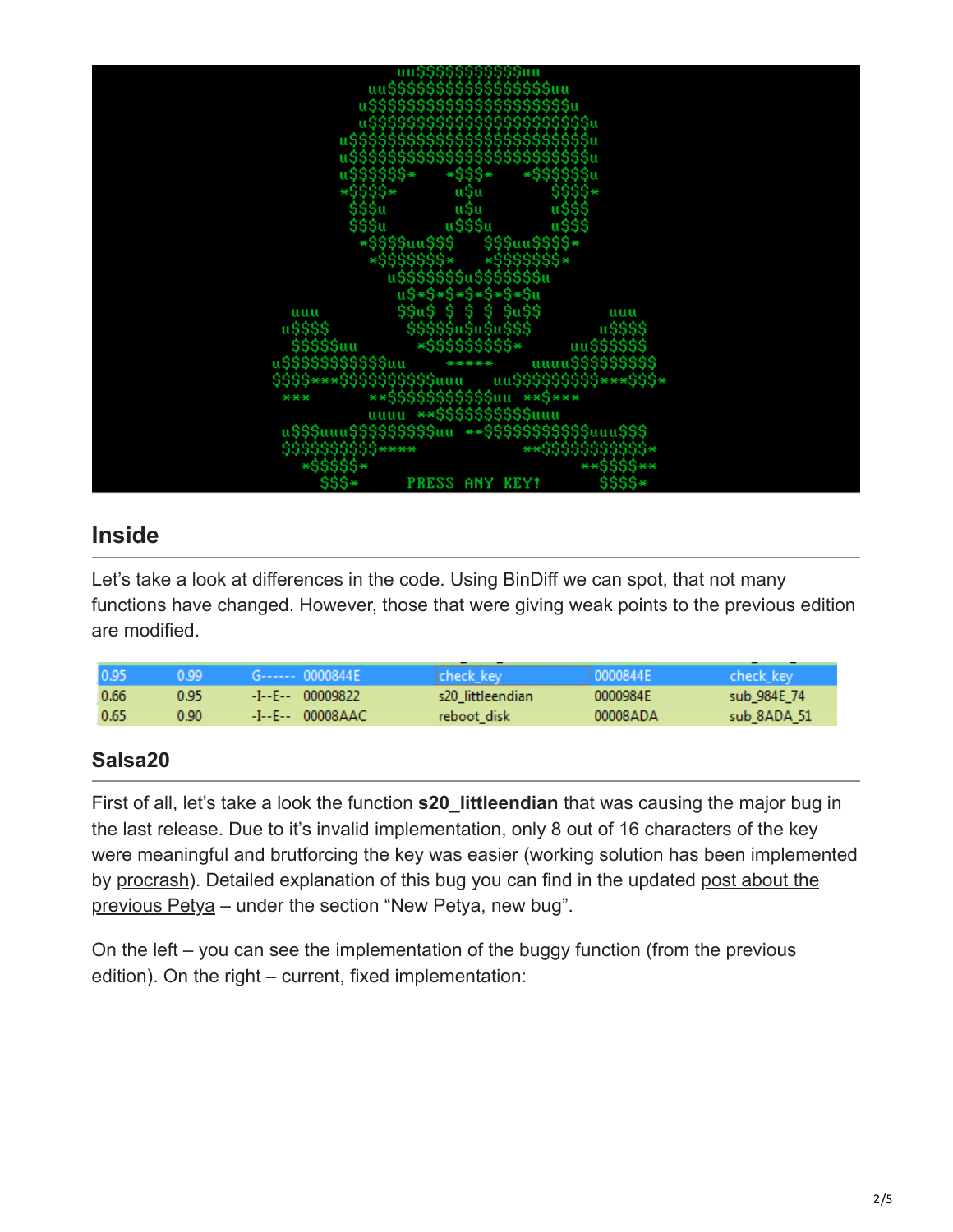## Inside

Let's take a look at differences in the code. Using BinDiff we can spot, that not many functions have changed. However, those that were giving weak points to the previous edition are modified.

| | | | | | | |
|---|---|---|---|---|---|---|
| 0.95 | 0.99 | G------ | 0000844E | check_key | 0000844E | check_key |
| 0.66 | 0.95 | -I--E-- | 00009822 | s20_littleendian | 0000984E | sub_984E_74 |
| 0.65 | 0.90 | -I--E-- | 00008AAC | reboot_disk | 00008ADA | sub_8ADA_51 |

### Salsa20

First of all, let's take a look the function **s20_littleendian** that was causing the major bug in the last release. Due to it's invalid implementation, only 8 out of 16 characters of the key were meaningful and brutforcing the key was easier (working solution has been implemented by procrash). Detailed explanation of this bug you can find in the updated post about the previous Petya – under the section "New Petya, new bug".

On the left – you can see the implementation of the buggy function (from the previous edition). On the right – current, fixed implementation: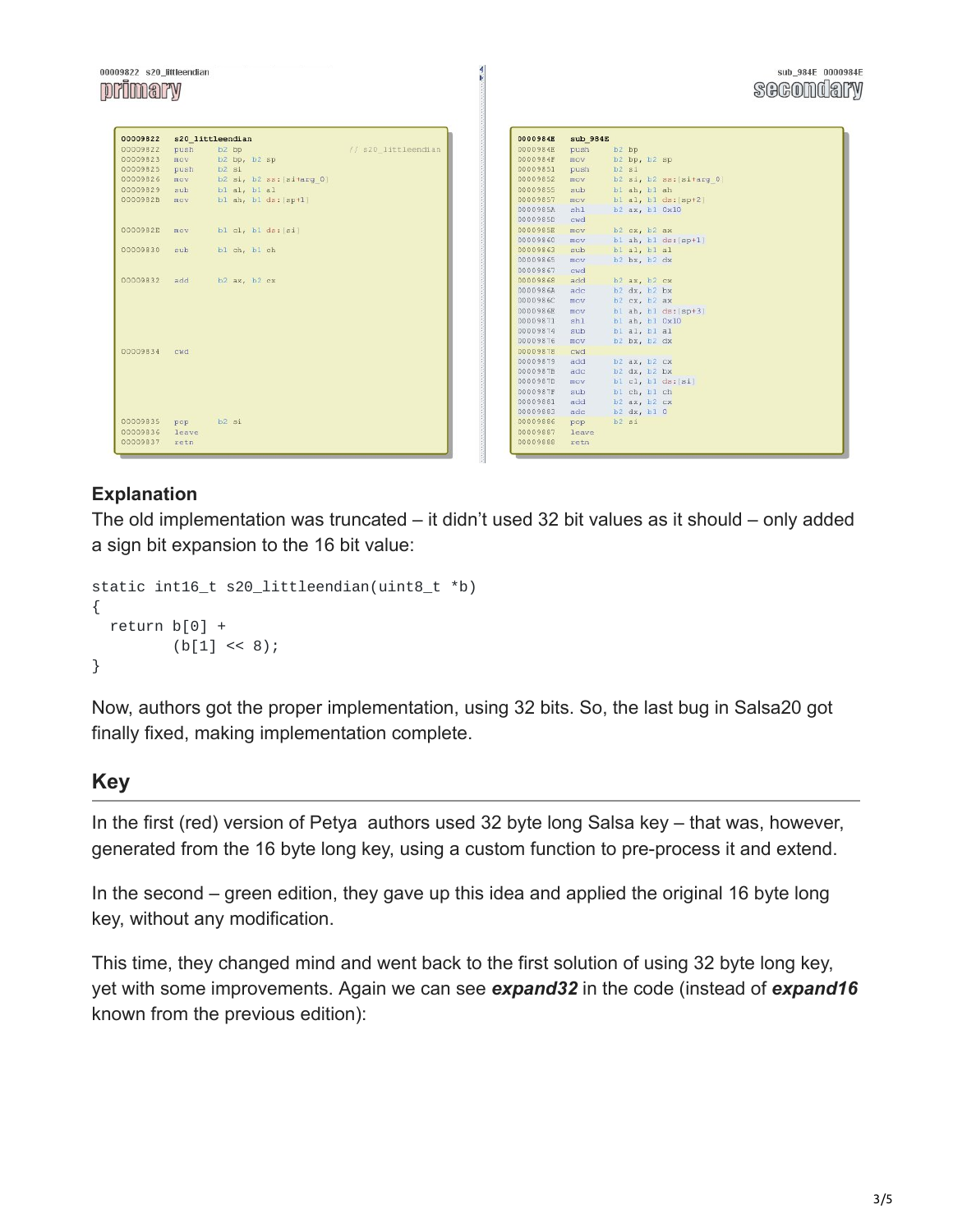00009822 s20_littleendian
**primary**

```
00009822  s20_littleendian
00009822  push   b2 bp                              // s20_littleendian
00009823  mov    b2 bp, b2 sp
00009825  push   b2 si
00009826  mov    b2 si, b2 ss:[si+arg_0]
00009829  sub    b1 al, b1 al
0000982B  mov    b1 ah, b1 ds:[sp+1]

0000982E  mov    b1 cl, b1 ds:[si]

00009830  sub    b1 ch, b1 ch

00009832  add    b2 ax, b2 cx

00009834  cwd

00009835  pop    b2 si
00009836  leave
00009837  retn
```

sub_984E 0000984E
**secondary**

```
0000984E  sub_984E
0000984E  push   b2 bp
0000984F  mov    b2 bp, b2 sp
00009851  push   b2 si
00009852  mov    b2 si, b2 ss:[si+arg_0]
00009855  sub    b1 ah, b1 ah
00009857  mov    b1 al, b1 ds:[sp+2]
0000985A  shl    b2 ax, b1 0x10
0000985D  cwd
0000985E  mov    b2 cx, b2 ax
00009860  mov    b1 ah, b1 ds:[sp+1]
00009863  sub    b1 al, b1 al
00009865  mov    b2 bx, b2 dx
00009867  cwd
00009868  add    b2 ax, b2 cx
0000986A  adc    b2 dx, b2 bx
0000986C  mov    b2 cx, b2 ax
0000986E  mov    b1 ah, b1 ds:[sp+3]
00009871  shl    b1 ah, b1 0x10
00009874  sub    b1 al, b1 al
00009876  mov    b2 bx, b2 dx
00009878  cwd
00009879  add    b2 ax, b2 cx
0000987B  adc    b2 dx, b2 bx
0000987D  mov    b1 cl, b1 ds:[si]
0000987F  sub    b1 ch, b1 ch
00009881  add    b2 ax, b2 cx
00009883  adc    b2 dx, b1 0
00009886  pop    b2 si
00009887  leave
00009888  retn
```

**Explanation**

The old implementation was truncated – it didn't used 32 bit values as it should – only added a sign bit expansion to the 16 bit value:

```
static int16_t s20_littleendian(uint8_t *b)
{
  return b[0] +
         (b[1] << 8);
}
```

Now, authors got the proper implementation, using 32 bits. So, the last bug in Salsa20 got finally fixed, making implementation complete.

## Key

In the first (red) version of Petya authors used 32 byte long Salsa key – that was, however, generated from the 16 byte long key, using a custom function to pre-process it and extend.

In the second – green edition, they gave up this idea and applied the original 16 byte long key, without any modification.

This time, they changed mind and went back to the first solution of using 32 byte long key, yet with some improvements. Again we can see ***expand32*** in the code (instead of ***expand16*** known from the previous edition):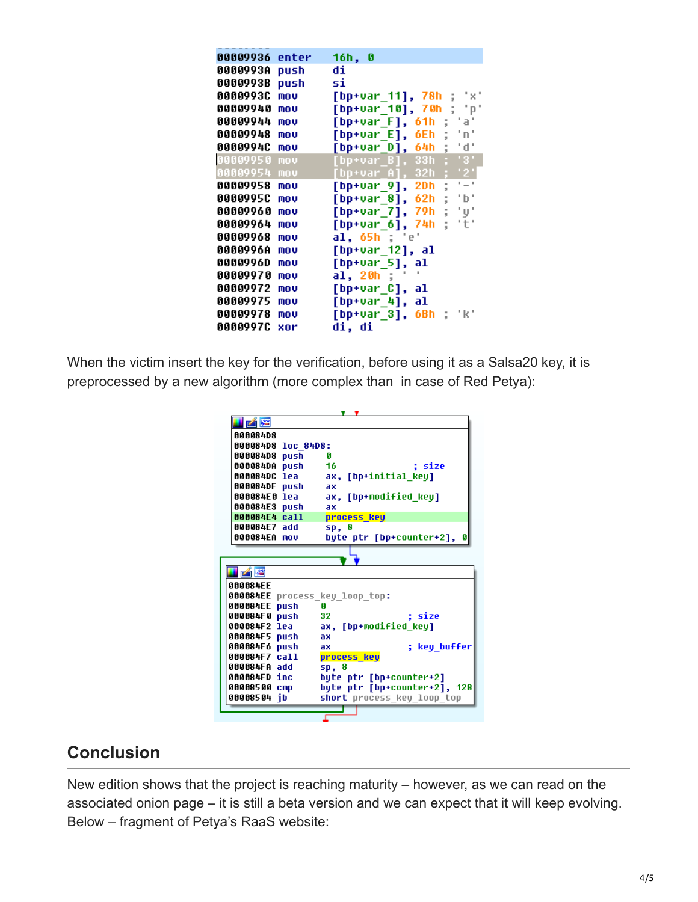```
00009936 enter   16h, 0
0000993A push    di
0000993B push    si
0000993C mov     [bp+var_11], 78h ; 'x'
00009940 mov     [bp+var_10], 70h ; 'p'
00009944 mov     [bp+var_F], 61h ; 'a'
00009948 mov     [bp+var_E], 6Eh ; 'n'
0000994C mov     [bp+var_D], 64h ; 'd'
00009950 mov     [bp+var_B], 33h ; '3'
00009954 mov     [bp+var_A], 32h ; '2'
00009958 mov     [bp+var_9], 2Dh ; '-'
0000995C mov     [bp+var_8], 62h ; 'b'
00009960 mov     [bp+var_7], 79h ; 'y'
00009964 mov     [bp+var_6], 74h ; 't'
00009968 mov     al, 65h ; 'e'
0000996A mov     [bp+var_12], al
0000996D mov     [bp+var_5], al
00009970 mov     al, 20h ; ' '
00009972 mov     [bp+var_C], al
00009975 mov     [bp+var_4], al
00009978 mov     [bp+var_3], 6Bh ; 'k'
0000997C xor     di, di
```

When the victim insert the key for the verification, before using it as a Salsa20 key, it is preprocessed by a new algorithm (more complex than in case of Red Petya):

```
000084D8
000084D8 loc_84D8:
000084D8 push    0
000084DA push    16              ; size
000084DC lea     ax, [bp+initial_key]
000084DF push    ax
000084E0 lea     ax, [bp+modified_key]
000084E3 push    ax
000084E4 call    process_key
000084E7 add     sp, 8
000084EA mov     byte ptr [bp+counter+2], 0

000084EE
000084EE process_key_loop_top:
000084EE push    0
000084F0 push    32              ; size
000084F2 lea     ax, [bp+modified_key]
000084F5 push    ax
000084F6 push    ax              ; key_buffer
000084F7 call    process_key
000084FA add     sp, 8
000084FD inc     byte ptr [bp+counter+2]
00008500 cmp     byte ptr [bp+counter+2], 128
00008504 jb      short process_key_loop_top
```

## Conclusion

New edition shows that the project is reaching maturity – however, as we can read on the associated onion page – it is still a beta version and we can expect that it will keep evolving. Below – fragment of Petya's RaaS website: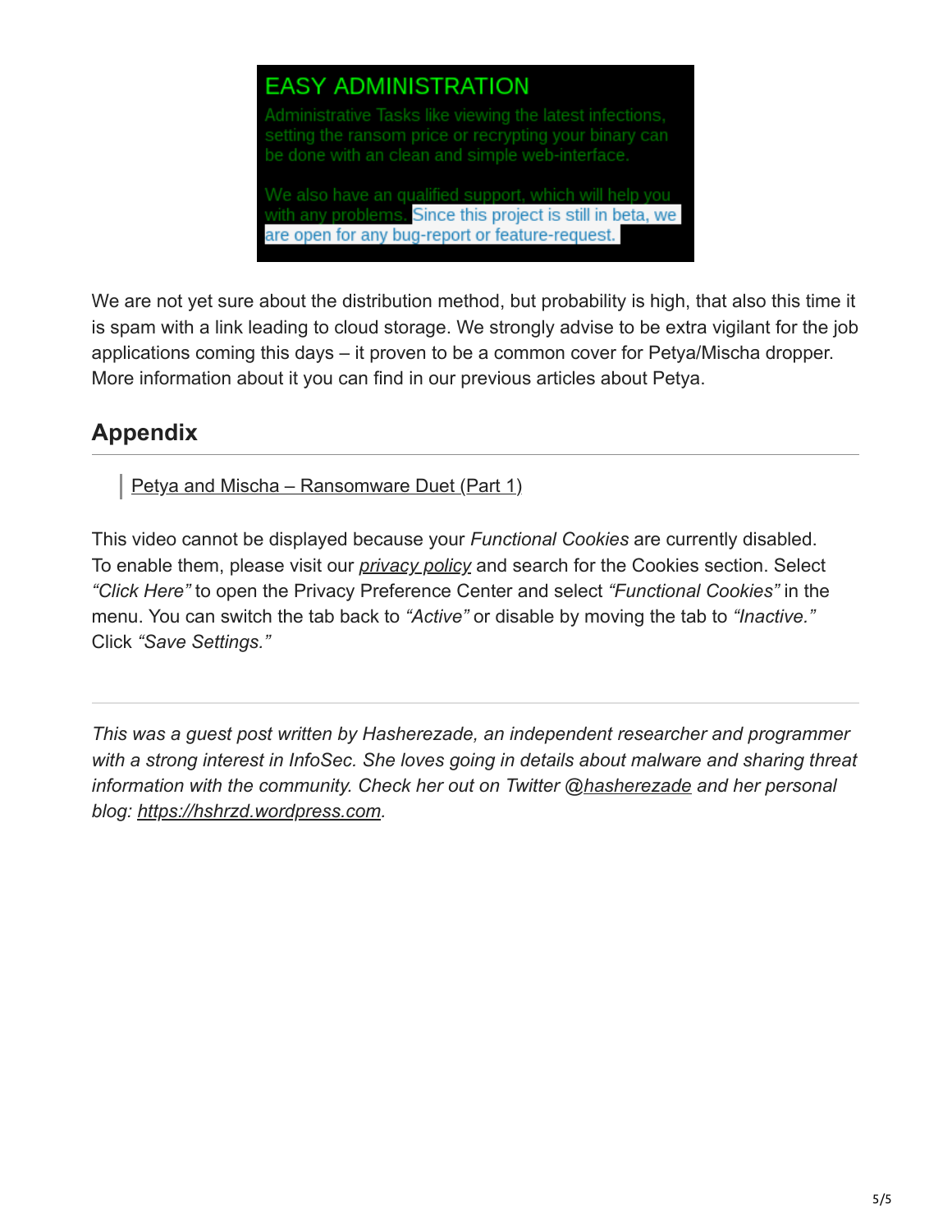EASY ADMINISTRATION

Administrative Tasks like viewing the latest infections, setting the ransom price or recrypting your binary can be done with an clean and simple web-interface.

We also have an qualified support, which will help you with any problems. Since this project is still in beta, we are open for any bug-report or feature-request.

We are not yet sure about the distribution method, but probability is high, that also this time it is spam with a link leading to cloud storage. We strongly advise to be extra vigilant for the job applications coming this days – it proven to be a common cover for Petya/Mischa dropper. More information about it you can find in our previous articles about Petya.

## Appendix

> Petya and Mischa – Ransomware Duet (Part 1)

This video cannot be displayed because your *Functional Cookies* are currently disabled. To enable them, please visit our *privacy policy* and search for the Cookies section. Select *"Click Here"* to open the Privacy Preference Center and select *"Functional Cookies"* in the menu. You can switch the tab back to *"Active"* or disable by moving the tab to *"Inactive."* Click *"Save Settings."*

---

*This was a guest post written by Hasherezade, an independent researcher and programmer with a strong interest in InfoSec. She loves going in details about malware and sharing threat information with the community. Check her out on Twitter @hasherezade and her personal blog: https://hshrzd.wordpress.com.*